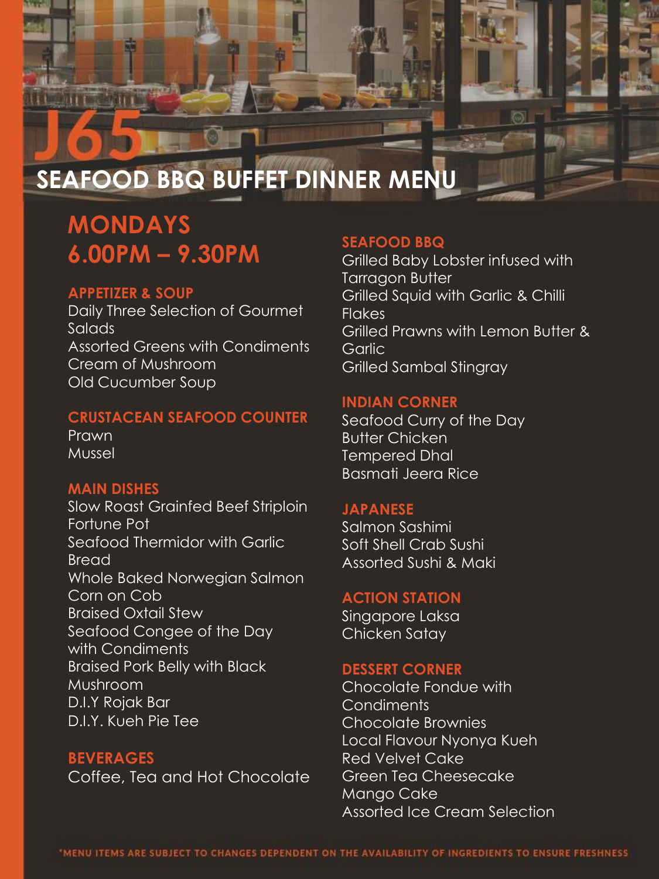J65

# SEAFOOD BBQ BUFFET DINNER MENU

## MONDAYS
## 6.00PM – 9.30PM

### APPETIZER & SOUP
Daily Three Selection of Gourmet Salads
Assorted Greens with Condiments
Cream of Mushroom
Old Cucumber Soup

### CRUSTACEAN SEAFOOD COUNTER
Prawn
Mussel

### MAIN DISHES
Slow Roast Grainfed Beef Striploin
Fortune Pot
Seafood Thermidor with Garlic Bread
Whole Baked Norwegian Salmon
Corn on Cob
Braised Oxtail Stew
Seafood Congee of the Day with Condiments
Braised Pork Belly with Black Mushroom
D.I.Y Rojak Bar
D.I.Y. Kueh Pie Tee

### BEVERAGES
Coffee, Tea and Hot Chocolate

### SEAFOOD BBQ
Grilled Baby Lobster infused with Tarragon Butter
Grilled Squid with Garlic & Chilli Flakes
Grilled Prawns with Lemon Butter & Garlic
Grilled Sambal Stingray

### INDIAN CORNER
Seafood Curry of the Day
Butter Chicken
Tempered Dhal
Basmati Jeera Rice

### JAPANESE
Salmon Sashimi
Soft Shell Crab Sushi
Assorted Sushi & Maki

### ACTION STATION
Singapore Laksa
Chicken Satay

### DESSERT CORNER
Chocolate Fondue with Condiments
Chocolate Brownies
Local Flavour Nyonya Kueh
Red Velvet Cake
Green Tea Cheesecake
Mango Cake
Assorted Ice Cream Selection

*MENU ITEMS ARE SUBJECT TO CHANGES DEPENDENT ON THE AVAILABILITY OF INGREDIENTS TO ENSURE FRESHNESS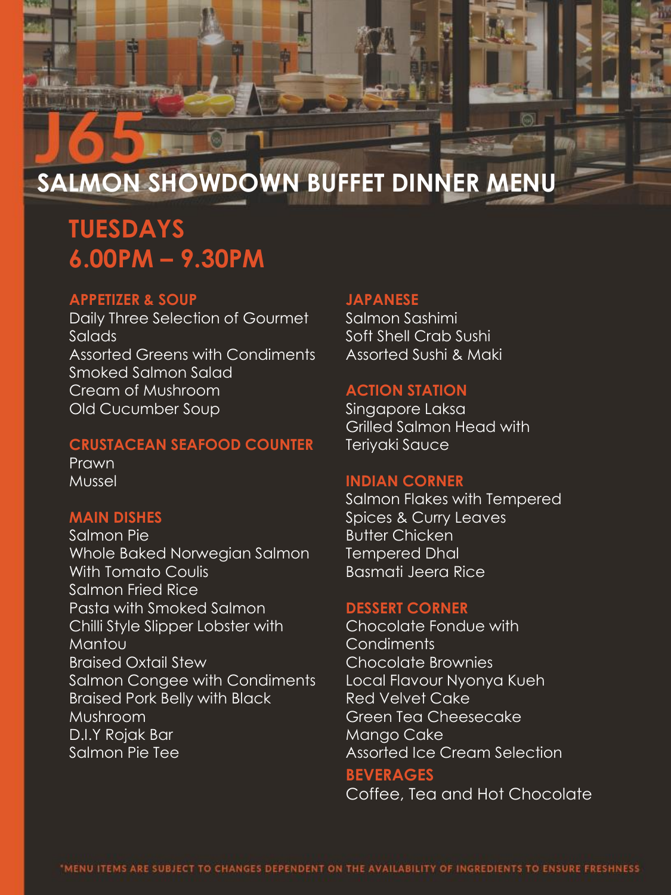# SALMON SHOWDOWN BUFFET DINNER MENU

## TUESDAYS
## 6.00PM – 9.30PM

### APPETIZER & SOUP

Daily Three Selection of Gourmet Salads
Assorted Greens with Condiments
Smoked Salmon Salad
Cream of Mushroom
Old Cucumber Soup

### CRUSTACEAN SEAFOOD COUNTER

Prawn
Mussel

### MAIN DISHES

Salmon Pie
Whole Baked Norwegian Salmon With Tomato Coulis
Salmon Fried Rice
Pasta with Smoked Salmon
Chilli Style Slipper Lobster with Mantou
Braised Oxtail Stew
Salmon Congee with Condiments
Braised Pork Belly with Black Mushroom
D.I.Y Rojak Bar
Salmon Pie Tee

### JAPANESE

Salmon Sashimi
Soft Shell Crab Sushi
Assorted Sushi & Maki

### ACTION STATION

Singapore Laksa
Grilled Salmon Head with Teriyaki Sauce

### INDIAN CORNER

Salmon Flakes with Tempered Spices & Curry Leaves
Butter Chicken
Tempered Dhal
Basmati Jeera Rice

### DESSERT CORNER

Chocolate Fondue with Condiments
Chocolate Brownies
Local Flavour Nyonya Kueh
Red Velvet Cake
Green Tea Cheesecake
Mango Cake
Assorted Ice Cream Selection

### BEVERAGES

Coffee, Tea and Hot Chocolate

*MENU ITEMS ARE SUBJECT TO CHANGES DEPENDENT ON THE AVAILABILITY OF INGREDIENTS TO ENSURE FRESHNESS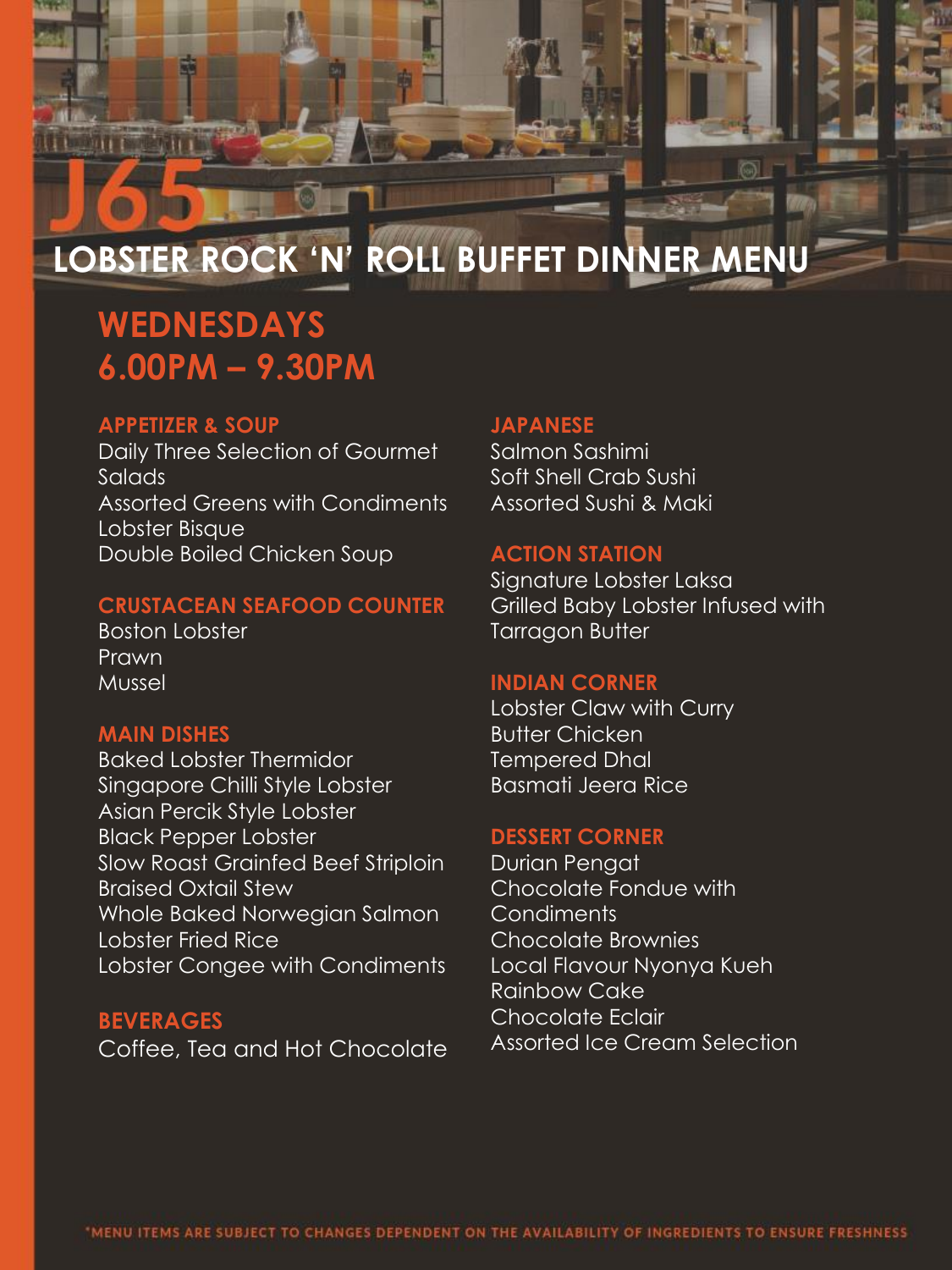# J65

## LOBSTER ROCK 'N' ROLL BUFFET DINNER MENU

## WEDNESDAYS
## 6.00PM – 9.30PM

### APPETIZER & SOUP
Daily Three Selection of Gourmet Salads
Assorted Greens with Condiments
Lobster Bisque
Double Boiled Chicken Soup

### CRUSTACEAN SEAFOOD COUNTER
Boston Lobster
Prawn
Mussel

### MAIN DISHES
Baked Lobster Thermidor
Singapore Chilli Style Lobster
Asian Percik Style Lobster
Black Pepper Lobster
Slow Roast Grainfed Beef Striploin
Braised Oxtail Stew
Whole Baked Norwegian Salmon
Lobster Fried Rice
Lobster Congee with Condiments

### BEVERAGES
Coffee, Tea and Hot Chocolate

### JAPANESE
Salmon Sashimi
Soft Shell Crab Sushi
Assorted Sushi & Maki

### ACTION STATION
Signature Lobster Laksa
Grilled Baby Lobster Infused with Tarragon Butter

### INDIAN CORNER
Lobster Claw with Curry
Butter Chicken
Tempered Dhal
Basmati Jeera Rice

### DESSERT CORNER
Durian Pengat
Chocolate Fondue with Condiments
Chocolate Brownies
Local Flavour Nyonya Kueh
Rainbow Cake
Chocolate Eclair
Assorted Ice Cream Selection

*MENU ITEMS ARE SUBJECT TO CHANGES DEPENDENT ON THE AVAILABILITY OF INGREDIENTS TO ENSURE FRESHNESS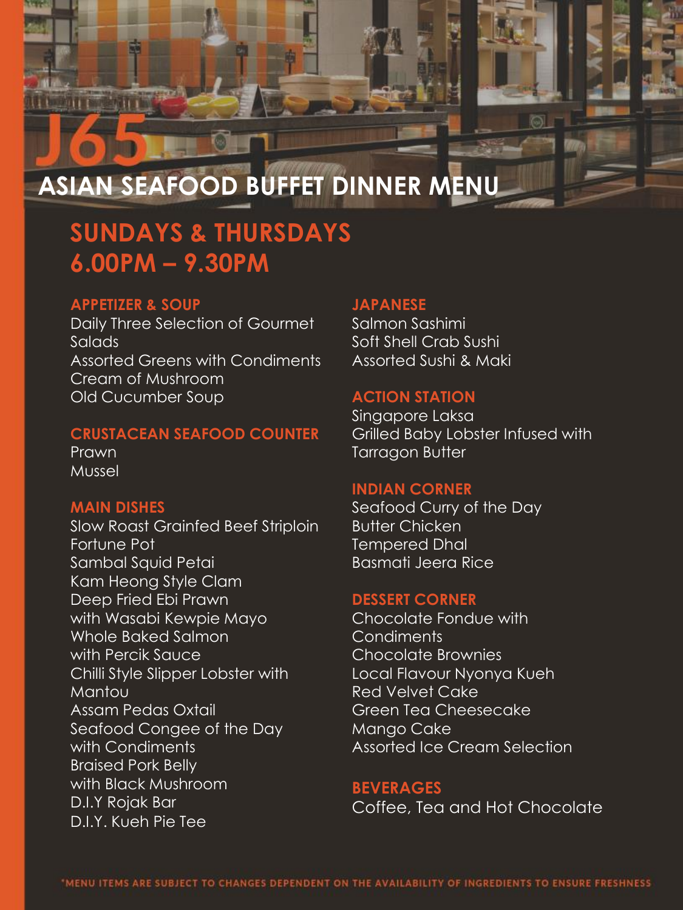# J65

## ASIAN SEAFOOD BUFFET DINNER MENU

### SUNDAYS & THURSDAYS 6.00PM – 9.30PM

**APPETIZER & SOUP**

Daily Three Selection of Gourmet Salads
Assorted Greens with Condiments
Cream of Mushroom
Old Cucumber Soup

**CRUSTACEAN SEAFOOD COUNTER**

Prawn
Mussel

**MAIN DISHES**

Slow Roast Grainfed Beef Striploin
Fortune Pot
Sambal Squid Petai
Kam Heong Style Clam
Deep Fried Ebi Prawn with Wasabi Kewpie Mayo
Whole Baked Salmon with Percik Sauce
Chilli Style Slipper Lobster with Mantou
Assam Pedas Oxtail
Seafood Congee of the Day with Condiments
Braised Pork Belly with Black Mushroom
D.I.Y Rojak Bar
D.I.Y. Kueh Pie Tee

**JAPANESE**

Salmon Sashimi
Soft Shell Crab Sushi
Assorted Sushi & Maki

**ACTION STATION**

Singapore Laksa
Grilled Baby Lobster Infused with Tarragon Butter

**INDIAN CORNER**

Seafood Curry of the Day
Butter Chicken
Tempered Dhal
Basmati Jeera Rice

**DESSERT CORNER**

Chocolate Fondue with Condiments
Chocolate Brownies
Local Flavour Nyonya Kueh
Red Velvet Cake
Green Tea Cheesecake
Mango Cake
Assorted Ice Cream Selection

**BEVERAGES**

Coffee, Tea and Hot Chocolate

*MENU ITEMS ARE SUBJECT TO CHANGES DEPENDENT ON THE AVAILABILITY OF INGREDIENTS TO ENSURE FRESHNESS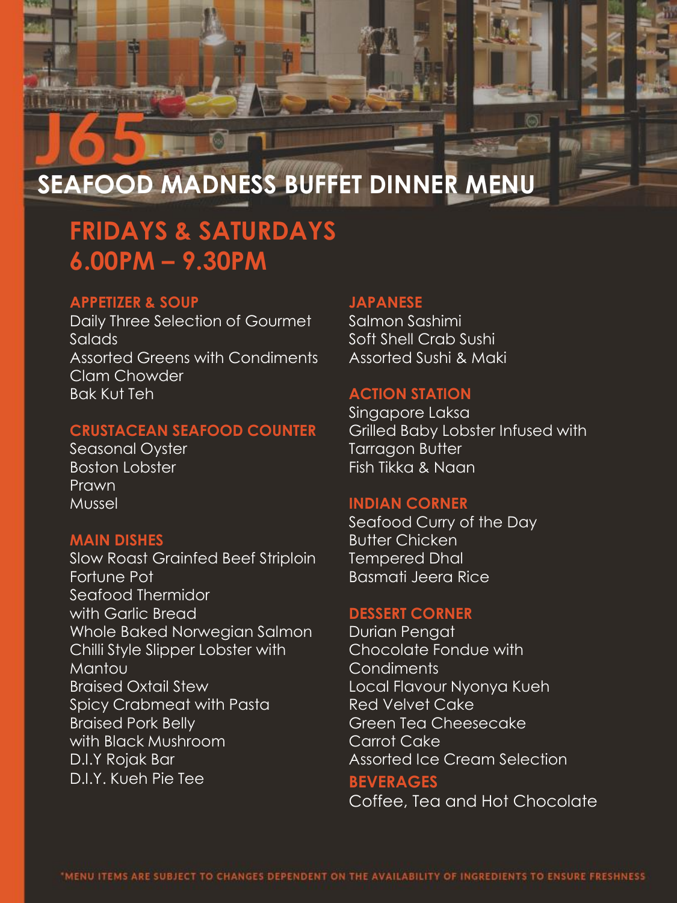J65

# SEAFOOD MADNESS BUFFET DINNER MENU

## FRIDAYS & SATURDAYS 6.00PM – 9.30PM

### APPETIZER & SOUP

Daily Three Selection of Gourmet Salads
Assorted Greens with Condiments
Clam Chowder
Bak Kut Teh

### CRUSTACEAN SEAFOOD COUNTER

Seasonal Oyster
Boston Lobster
Prawn
Mussel

### MAIN DISHES

Slow Roast Grainfed Beef Striploin
Fortune Pot
Seafood Thermidor with Garlic Bread
Whole Baked Norwegian Salmon
Chilli Style Slipper Lobster with Mantou
Braised Oxtail Stew
Spicy Crabmeat with Pasta
Braised Pork Belly with Black Mushroom
D.I.Y Rojak Bar
D.I.Y. Kueh Pie Tee

### JAPANESE

Salmon Sashimi
Soft Shell Crab Sushi
Assorted Sushi & Maki

### ACTION STATION

Singapore Laksa
Grilled Baby Lobster Infused with Tarragon Butter
Fish Tikka & Naan

### INDIAN CORNER

Seafood Curry of the Day
Butter Chicken
Tempered Dhal
Basmati Jeera Rice

### DESSERT CORNER

Durian Pengat
Chocolate Fondue with Condiments
Local Flavour Nyonya Kueh
Red Velvet Cake
Green Tea Cheesecake
Carrot Cake
Assorted Ice Cream Selection

### BEVERAGES

Coffee, Tea and Hot Chocolate

*MENU ITEMS ARE SUBJECT TO CHANGES DEPENDENT ON THE AVAILABILITY OF INGREDIENTS TO ENSURE FRESHNESS